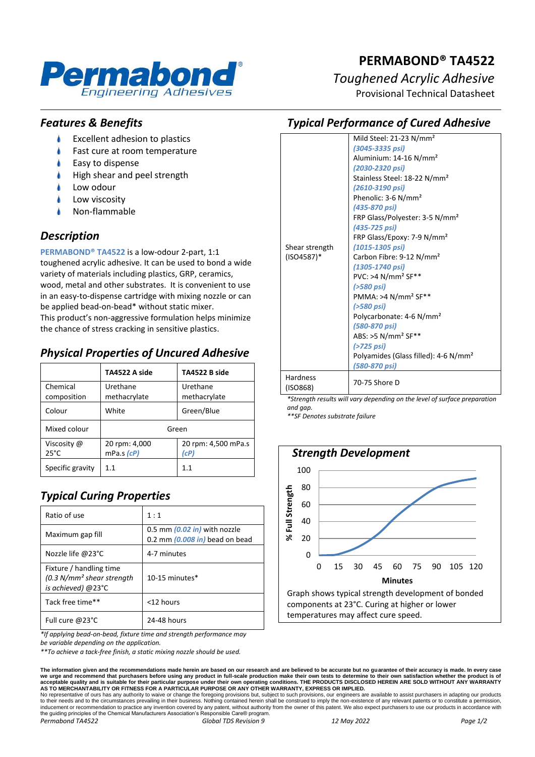# PERMABOND® TA4522

*Toughened Acrylic Adhesive*

Provisional Technical Datasheet

## *Features & Benefits*

- Excellent adhesion to plastics
- Fast cure at room temperature
- Easy to dispense
- High shear and peel strength
- Low odour
- Low viscosity
- Non-flammable

## *Description*

**PERMABOND® TA4522** is a low-odour 2-part, 1:1 toughened acrylic adhesive. It can be used to bond a wide variety of materials including plastics, GRP, ceramics, wood, metal and other substrates. It is convenient to use in an easy-to-dispense cartridge with mixing nozzle or can be applied bead-on-bead* without static mixer.
This product's non-aggressive formulation helps minimize the chance of stress cracking in sensitive plastics.

## *Physical Properties of Uncured Adhesive*

| | TA4522 A side | TA4522 B side |
|---|---|---|
| Chemical composition | Urethane methacrylate | Urethane methacrylate |
| Colour | White | Green/Blue |
| Mixed colour | Green | |
| Viscosity @ 25°C | 20 rpm: 4,000 mPa.s *(cP)* | 20 rpm: 4,500 mPa.s *(cP)* |
| Specific gravity | 1.1 | 1.1 |

## *Typical Curing Properties*

| | |
|---|---|
| Ratio of use | 1 : 1 |
| Maximum gap fill | 0.5 mm *(0.02 in)* with nozzle<br>0.2 mm *(0.008 in)* bead on bead |
| Nozzle life @23°C | 4-7 minutes |
| Fixture / handling time *(0.3 N/mm² shear strength is achieved)* @23°C | 10-15 minutes* |
| Tack free time** | <12 hours |
| Full cure @23°C | 24-48 hours |

*\*If applying bead-on-bead, fixture time and strength performance may be variable depending on the application.*

*\*\*To achieve a tack-free finish, a static mixing nozzle should be used.*

## *Typical Performance of Cured Adhesive*

| | |
|---|---|
| Shear strength (ISO4587)* | Mild Steel: 21-23 N/mm² ***(3045-3335 psi)***<br>Aluminium: 14-16 N/mm² ***(2030-2320 psi)***<br>Stainless Steel: 18-22 N/mm² ***(2610-3190 psi)***<br>Phenolic: 3-6 N/mm² ***(435-870 psi)***<br>FRP Glass/Polyester: 3-5 N/mm² ***(435-725 psi)***<br>FRP Glass/Epoxy: 7-9 N/mm² ***(1015-1305 psi)***<br>Carbon Fibre: 9-12 N/mm² ***(1305-1740 psi)***<br>PVC: >4 N/mm² SF** ***(>580 psi)***<br>PMMA: >4 N/mm² SF** ***(>580 psi)***<br>Polycarbonate: 4-6 N/mm² ***(580-870 psi)***<br>ABS: >5 N/mm² SF** ***(>725 psi)***<br>Polyamides (Glass filled): 4-6 N/mm² ***(580-870 psi)*** |
| Hardness (ISO868) | 70-75 Shore D |

*\*Strength results will vary depending on the level of surface preparation and gap.*

*\*\*SF Denotes substrate failure*

## *Strength Development*

Graph shows typical strength development of bonded components at 23°C. Curing at higher or lower temperatures may affect cure speed.

**The information given and the recommendations made herein are based on our research and are believed to be accurate but no guarantee of their accuracy is made. In every case we urge and recommend that purchasers before using any product in full-scale production make their own tests to determine to their own satisfaction whether the product is of acceptable quality and is suitable for their particular purpose under their own operating conditions. THE PRODUCTS DISCLOSED HEREIN ARE SOLD WITHOUT ANY WARRANTY AS TO MERCHANTABILITY OR FITNESS FOR A PARTICULAR PURPOSE OR ANY OTHER WARRANTY, EXPRESS OR IMPLIED.**
No representative of ours has any authority to waive or change the foregoing provisions but, subject to such provisions, our engineers are available to assist purchasers in adapting our products to their needs and to the circumstances prevailing in their business. Nothing contained herein shall be construed to imply the non-existence of any relevant patents or to constitute a permission, inducement or recommendation to practice any invention covered by any patent, without authority from the owner of this patent. We also expect purchasers to use our products in accordance with the guiding principles of the Chemical Manufacturers Association's Responsible Care® program.

*Permabond TA4522* *Global TDS Revision 9* *12 May 2022*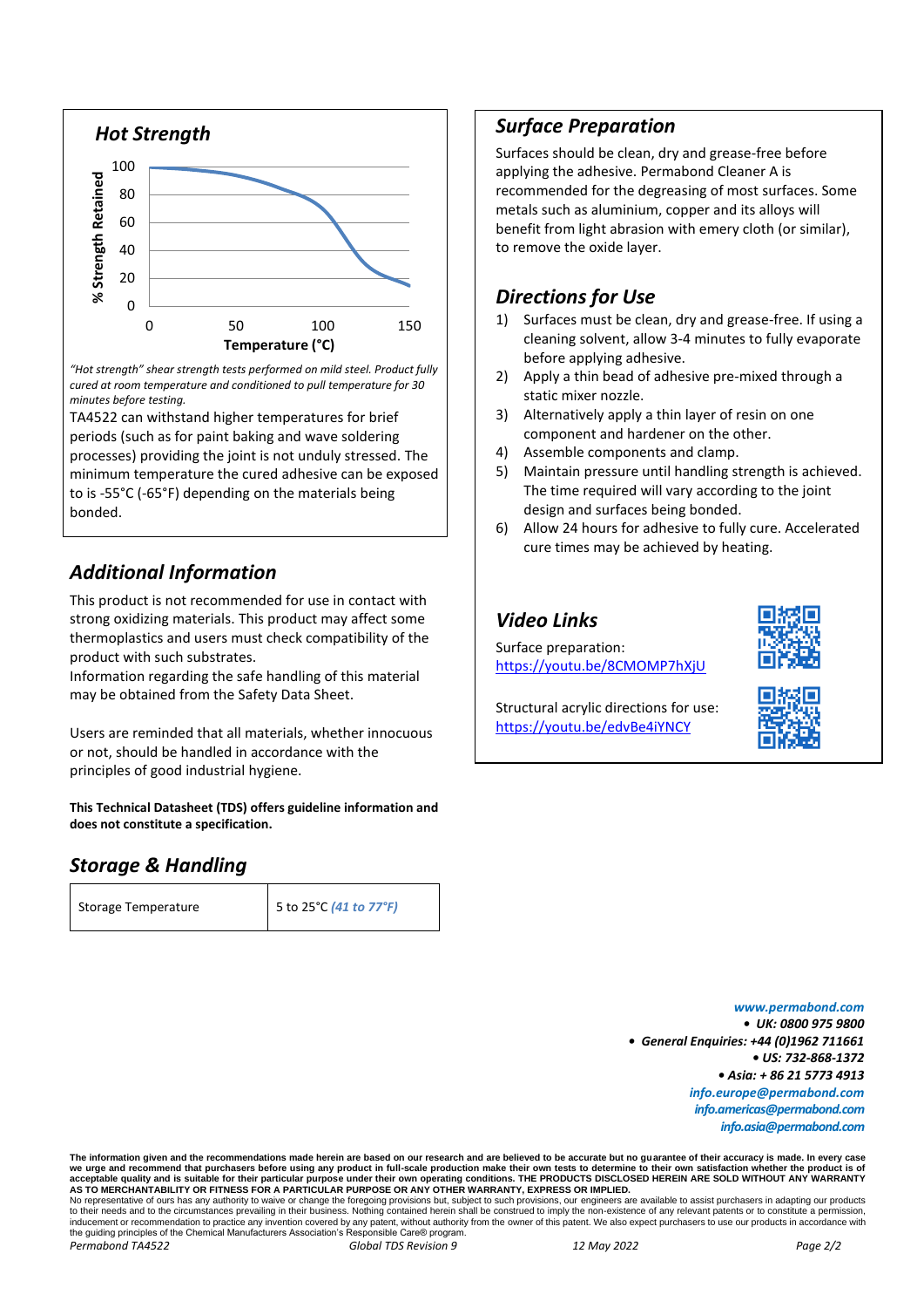## Hot Strength

100
80
60
40
20
0
% Strength Retained
0
50
100
150
Temperature (°C)

*"Hot strength" shear strength tests performed on mild steel. Product fully cured at room temperature and conditioned to pull temperature for 30 minutes before testing.*

TA4522 can withstand higher temperatures for brief periods (such as for paint baking and wave soldering processes) providing the joint is not unduly stressed. The minimum temperature the cured adhesive can be exposed to is -55°C (-65°F) depending on the materials being bonded.

## Additional Information

This product is not recommended for use in contact with strong oxidizing materials. This product may affect some thermoplastics and users must check compatibility of the product with such substrates.
Information regarding the safe handling of this material may be obtained from the Safety Data Sheet.

Users are reminded that all materials, whether innocuous or not, should be handled in accordance with the principles of good industrial hygiene.

**This Technical Datasheet (TDS) offers guideline information and does not constitute a specification.**

## Storage & Handling

| | |
|---|---|
| Storage Temperature | 5 to 25°C *(41 to 77°F)* |

## Surface Preparation

Surfaces should be clean, dry and grease-free before applying the adhesive. Permabond Cleaner A is recommended for the degreasing of most surfaces. Some metals such as aluminium, copper and its alloys will benefit from light abrasion with emery cloth (or similar), to remove the oxide layer.

## Directions for Use

1) Surfaces must be clean, dry and grease-free. If using a cleaning solvent, allow 3-4 minutes to fully evaporate before applying adhesive.
2) Apply a thin bead of adhesive pre-mixed through a static mixer nozzle.
3) Alternatively apply a thin layer of resin on one component and hardener on the other.
4) Assemble components and clamp.
5) Maintain pressure until handling strength is achieved. The time required will vary according to the joint design and surfaces being bonded.
6) Allow 24 hours for adhesive to fully cure. Accelerated cure times may be achieved by heating.

## Video Links

Surface preparation:
https://youtu.be/8CMOMP7hXjU

Structural acrylic directions for use:
https://youtu.be/edvBe4iYNCY

*www.permabond.com*
*• UK: 0800 975 9800*
*• General Enquiries: +44 (0)1962 711661*
*• US: 732-868-1372*
*• Asia: + 86 21 5773 4913*
*info.europe@permabond.com*
*info.americas@permabond.com*
*info.asia@permabond.com*

**The information given and the recommendations made herein are based on our research and are believed to be accurate but no guarantee of their accuracy is made. In every case we urge and recommend that purchasers before using any product in full-scale production make their own tests to determine to their own satisfaction whether the product is of acceptable quality and is suitable for their particular purpose under their own operating conditions. THE PRODUCTS DISCLOSED HEREIN ARE SOLD WITHOUT ANY WARRANTY AS TO MERCHANTABILITY OR FITNESS FOR A PARTICULAR PURPOSE OR ANY OTHER WARRANTY, EXPRESS OR IMPLIED.**
No representative of ours has any authority to waive or change the foregoing provisions but, subject to such provisions, our engineers are available to assist purchasers in adapting our products to their needs and to the circumstances prevailing in their business. Nothing contained herein shall be construed to imply the non-existence of any relevant patents or to constitute a permission, inducement or recommendation to practice any invention covered by any patent, without authority from the owner of this patent. We also expect purchasers to use our products in accordance with the guiding principles of the Chemical Manufacturers Association's Responsible Care® program.

*Permabond TA4522* *Global TDS Revision 9* *12 May 2022*